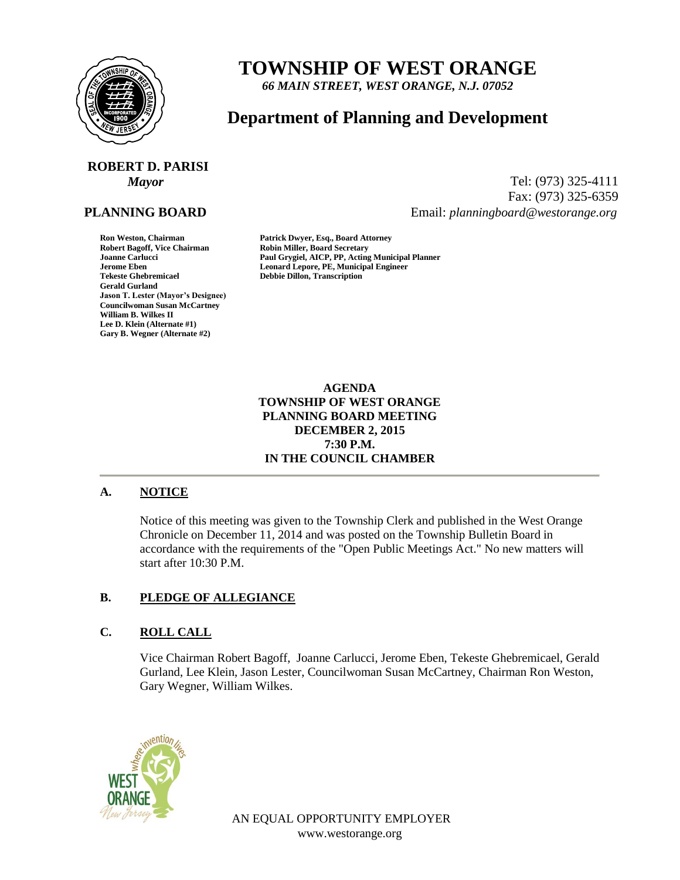# TOWNSHIP OF WEST ORANGE

*66 MAIN STREET, WEST ORANGE, N.J. 07052*

## Department of Planning and Development

**ROBERT D. PARISI**
*Mayor*

Tel: (973) 325-4111
Fax: (973) 325-6359
Email: *planningboard@westorange.org*

**PLANNING BOARD**

**Ron Weston, Chairman**
**Robert Bagoff, Vice Chairman**
**Joanne Carlucci**
**Jerome Eben**
**Tekeste Ghebremicael**
**Gerald Gurland**
**Jason T. Lester (Mayor's Designee)**
**Councilwoman Susan McCartney**
**William B. Wilkes II**
**Lee D. Klein (Alternate #1)**
**Gary B. Wegner (Alternate #2)**

**Patrick Dwyer, Esq., Board Attorney**
**Robin Miller, Board Secretary**
**Paul Grygiel, AICP, PP, Acting Municipal Planner**
**Leonard Lepore, PE, Municipal Engineer**
**Debbie Dillon, Transcription**

**AGENDA**
**TOWNSHIP OF WEST ORANGE**
**PLANNING BOARD MEETING**
**DECEMBER 2, 2015**
**7:30 P.M.**
**IN THE COUNCIL CHAMBER**

---

### A. NOTICE

Notice of this meeting was given to the Township Clerk and published in the West Orange Chronicle on December 11, 2014 and was posted on the Township Bulletin Board in accordance with the requirements of the "Open Public Meetings Act." No new matters will start after 10:30 P.M.

### B. PLEDGE OF ALLEGIANCE

### C. ROLL CALL

Vice Chairman Robert Bagoff, Joanne Carlucci, Jerome Eben, Tekeste Ghebremicael, Gerald Gurland, Lee Klein, Jason Lester, Councilwoman Susan McCartney, Chairman Ron Weston, Gary Wegner, William Wilkes.

AN EQUAL OPPORTUNITY EMPLOYER
www.westorange.org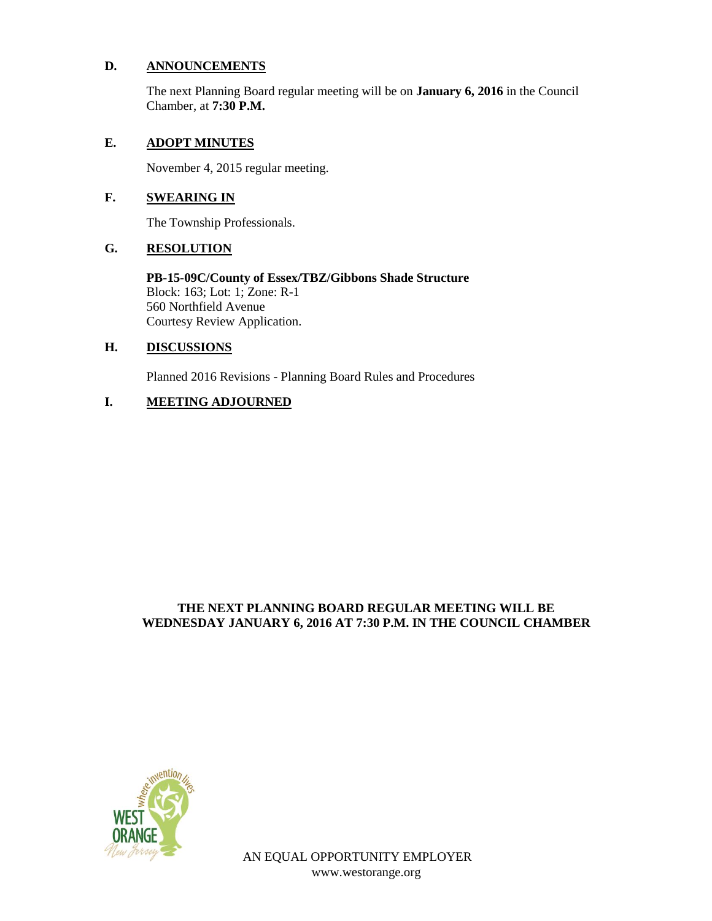## D. ANNOUNCEMENTS

The next Planning Board regular meeting will be on **January 6, 2016** in the Council Chamber, at **7:30 P.M.**

## E. ADOPT MINUTES

November 4, 2015 regular meeting.

## F. SWEARING IN

The Township Professionals.

## G. RESOLUTION

**PB-15-09C/County of Essex/TBZ/Gibbons Shade Structure**
Block: 163; Lot: 1; Zone: R-1
560 Northfield Avenue
Courtesy Review Application.

## H. DISCUSSIONS

Planned 2016 Revisions - Planning Board Rules and Procedures

## I. MEETING ADJOURNED

**THE NEXT PLANNING BOARD REGULAR MEETING WILL BE WEDNESDAY JANUARY 6, 2016 AT 7:30 P.M. IN THE COUNCIL CHAMBER**

AN EQUAL OPPORTUNITY EMPLOYER
www.westorange.org